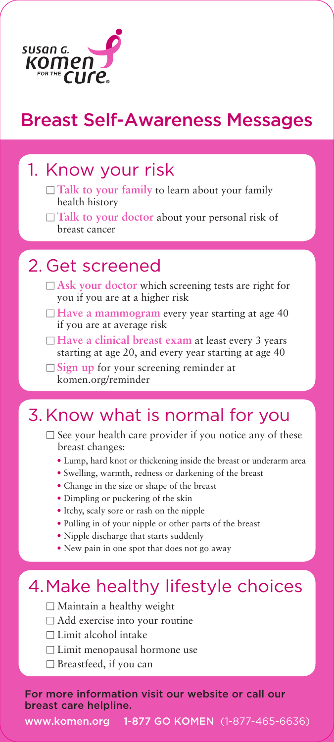Susan G. Komen for the Cure®

# Breast Self-Awareness Messages

## 1. Know your risk

- ☐ **Talk to your family** to learn about your family health history
- ☐ **Talk to your doctor** about your personal risk of breast cancer

## 2. Get screened

- ☐ **Ask your doctor** which screening tests are right for you if you are at a higher risk
- ☐ **Have a mammogram** every year starting at age 40 if you are at average risk
- ☐ **Have a clinical breast exam** at least every 3 years starting at age 20, and every year starting at age 40
- ☐ **Sign up** for your screening reminder at komen.org/reminder

## 3. Know what is normal for you

- ☐ See your health care provider if you notice any of these breast changes:
  - Lump, hard knot or thickening inside the breast or underarm area
  - Swelling, warmth, redness or darkening of the breast
  - Change in the size or shape of the breast
  - Dimpling or puckering of the skin
  - Itchy, scaly sore or rash on the nipple
  - Pulling in of your nipple or other parts of the breast
  - Nipple discharge that starts suddenly
  - New pain in one spot that does not go away

## 4. Make healthy lifestyle choices

- ☐ Maintain a healthy weight
- ☐ Add exercise into your routine
- ☐ Limit alcohol intake
- ☐ Limit menopausal hormone use
- ☐ Breastfeed, if you can

For more information visit our website or call our breast care helpline.

www.komen.org 1-877 GO KOMEN (1-877-465-6636)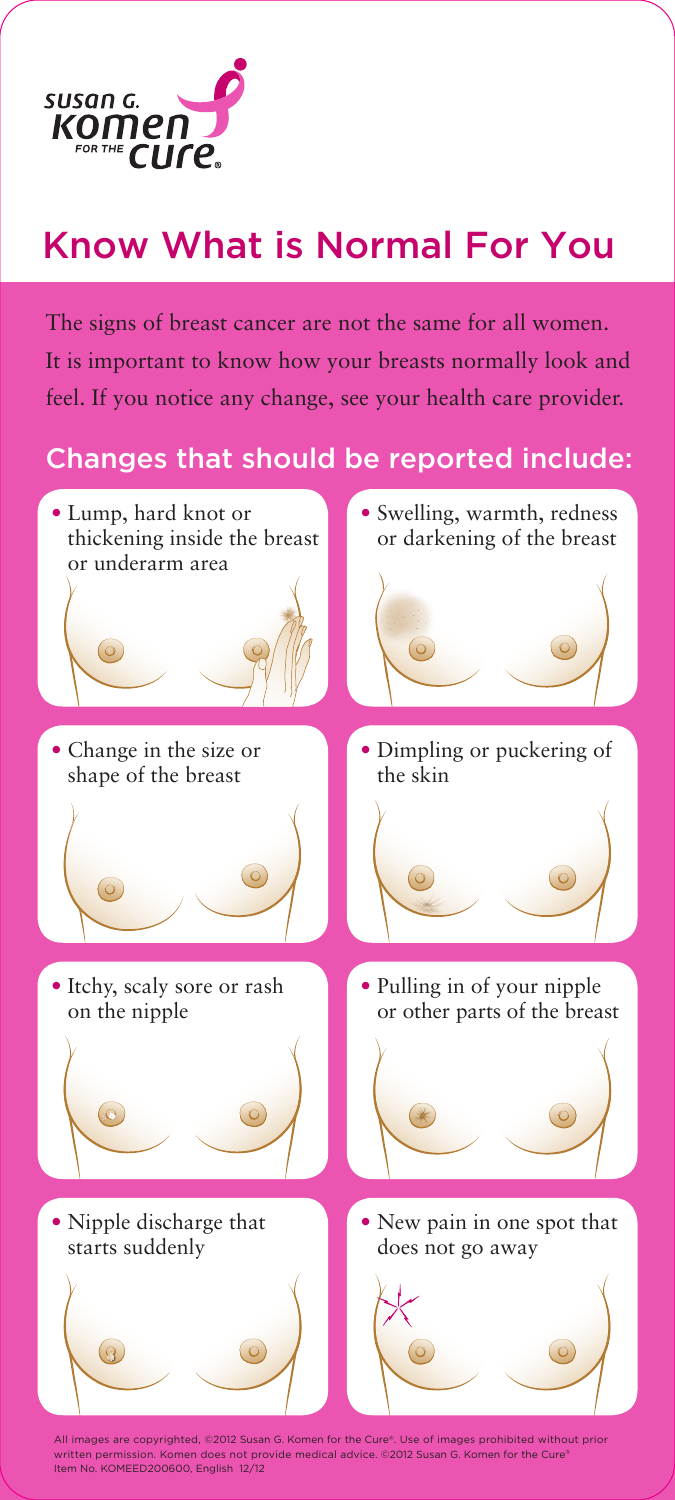Susan G. Komen for the Cure®

# Know What is Normal For You

The signs of breast cancer are not the same for all women. It is important to know how your breasts normally look and feel. If you notice any change, see your health care provider.

## Changes that should be reported include:

- Lump, hard knot or thickening inside the breast or underarm area
- Swelling, warmth, redness or darkening of the breast
- Change in the size or shape of the breast
- Dimpling or puckering of the skin
- Itchy, scaly sore or rash on the nipple
- Pulling in of your nipple or other parts of the breast
- Nipple discharge that starts suddenly
- New pain in one spot that does not go away

All images are copyrighted, ©2012 Susan G. Komen for the Cure®. Use of images prohibited without prior written permission. Komen does not provide medical advice. ©2012 Susan G. Komen for the Cure® Item No. KOMEED200600, English 12/12